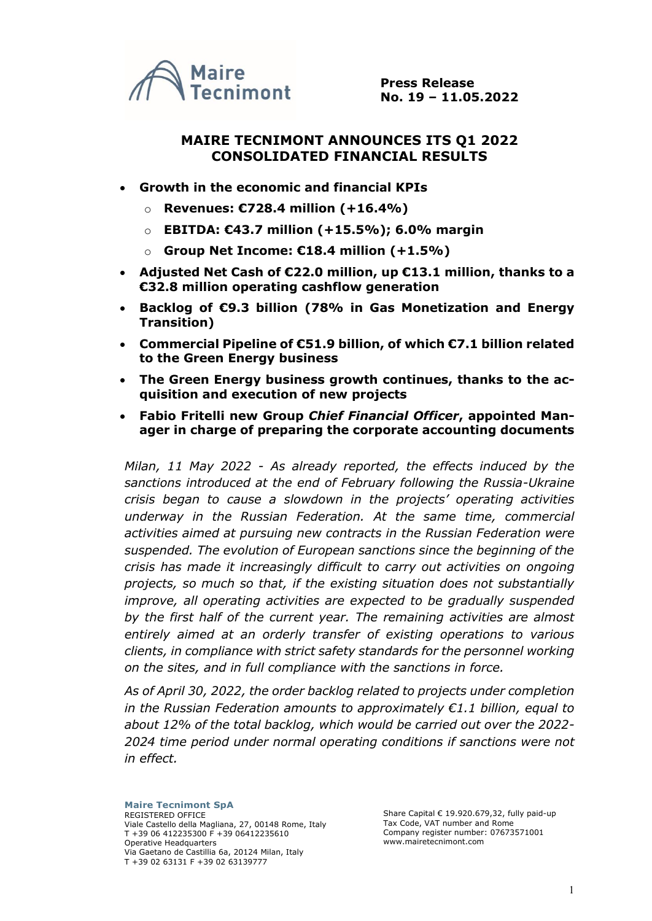**Press Release**
**No. 19 – 11.05.2022**

# MAIRE TECNIMONT ANNOUNCES ITS Q1 2022 CONSOLIDATED FINANCIAL RESULTS

- **Growth in the economic and financial KPIs**
  - **Revenues: €728.4 million (+16.4%)**
  - **EBITDA: €43.7 million (+15.5%); 6.0% margin**
  - **Group Net Income: €18.4 million (+1.5%)**
- **Adjusted Net Cash of €22.0 million, up €13.1 million, thanks to a €32.8 million operating cashflow generation**
- **Backlog of €9.3 billion (78% in Gas Monetization and Energy Transition)**
- **Commercial Pipeline of €51.9 billion, of which €7.1 billion related to the Green Energy business**
- **The Green Energy business growth continues, thanks to the acquisition and execution of new projects**
- **Fabio Fritelli new Group *Chief Financial Officer*, appointed Manager in charge of preparing the corporate accounting documents**

*Milan, 11 May 2022 - As already reported, the effects induced by the sanctions introduced at the end of February following the Russia-Ukraine crisis began to cause a slowdown in the projects' operating activities underway in the Russian Federation. At the same time, commercial activities aimed at pursuing new contracts in the Russian Federation were suspended. The evolution of European sanctions since the beginning of the crisis has made it increasingly difficult to carry out activities on ongoing projects, so much so that, if the existing situation does not substantially improve, all operating activities are expected to be gradually suspended by the first half of the current year. The remaining activities are almost entirely aimed at an orderly transfer of existing operations to various clients, in compliance with strict safety standards for the personnel working on the sites, and in full compliance with the sanctions in force.*

*As of April 30, 2022, the order backlog related to projects under completion in the Russian Federation amounts to approximately €1.1 billion, equal to about 12% of the total backlog, which would be carried out over the 2022-2024 time period under normal operating conditions if sanctions were not in effect.*

**Maire Tecnimont SpA**
REGISTERED OFFICE
Viale Castello della Magliana, 27, 00148 Rome, Italy
T +39 06 412235300 F +39 06412235610
Operative Headquarters
Via Gaetano de Castillia 6a, 20124 Milan, Italy
T +39 02 63131 F +39 02 63139777

Share Capital € 19.920.679,32, fully paid-up
Tax Code, VAT number and Rome
Company register number: 07673571001
www.mairetecnimont.com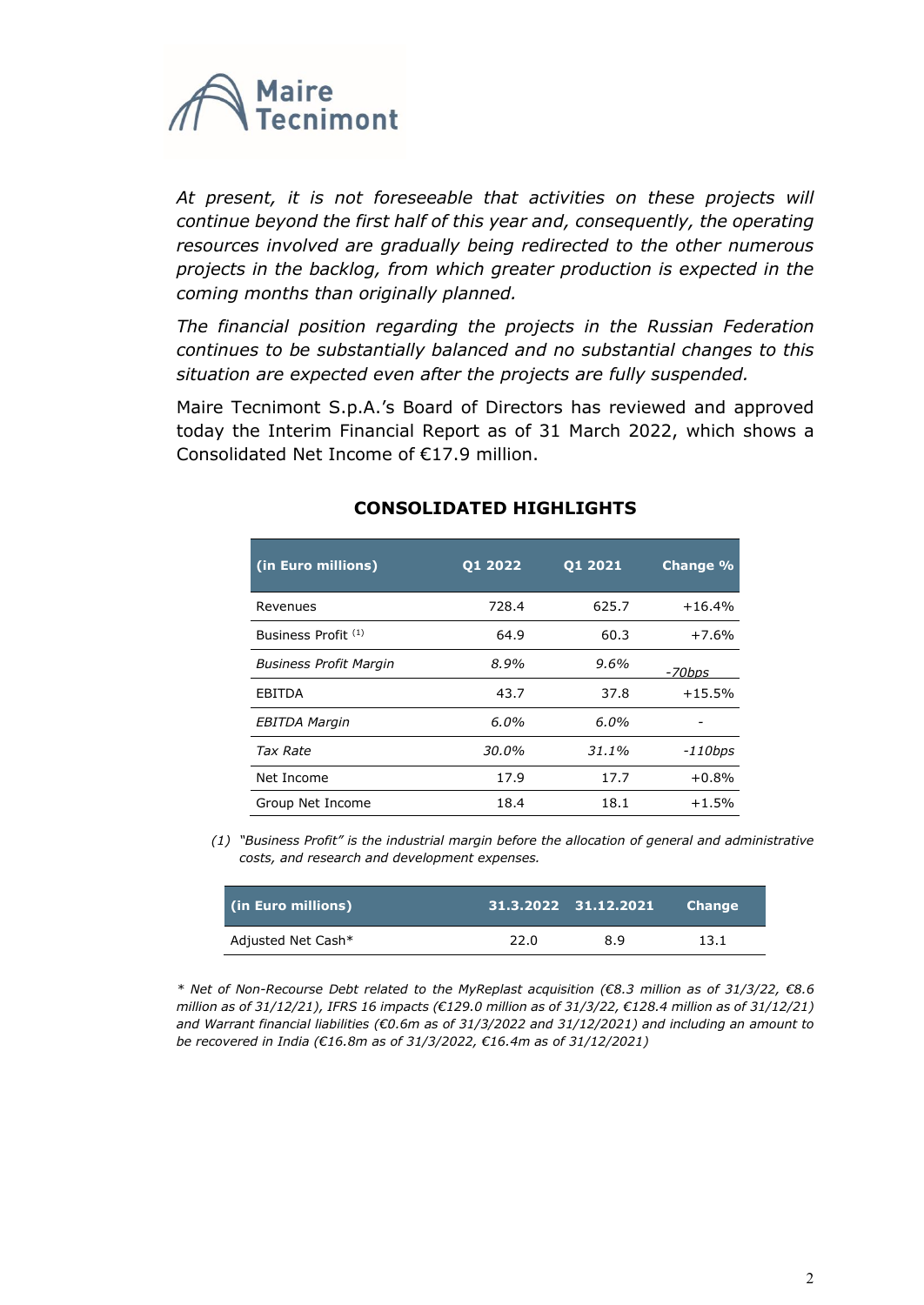*At present, it is not foreseeable that activities on these projects will continue beyond the first half of this year and, consequently, the operating resources involved are gradually being redirected to the other numerous projects in the backlog, from which greater production is expected in the coming months than originally planned.*

*The financial position regarding the projects in the Russian Federation continues to be substantially balanced and no substantial changes to this situation are expected even after the projects are fully suspended.*

Maire Tecnimont S.p.A.'s Board of Directors has reviewed and approved today the Interim Financial Report as of 31 March 2022, which shows a Consolidated Net Income of €17.9 million.

## CONSOLIDATED HIGHLIGHTS

| (in Euro millions) | Q1 2022 | Q1 2021 | Change % |
|---|---|---|---|
| Revenues | 728.4 | 625.7 | +16.4% |
| Business Profit [(1)] | 64.9 | 60.3 | +7.6% |
| *Business Profit Margin* | *8.9%* | *9.6%* | *-70bps* |
| EBITDA | 43.7 | 37.8 | +15.5% |
| *EBITDA Margin* | *6.0%* | *6.0%* | - |
| *Tax Rate* | *30.0%* | *31.1%* | *-110bps* |
| Net Income | 17.9 | 17.7 | +0.8% |
| Group Net Income | 18.4 | 18.1 | +1.5% |

*(1) "Business Profit" is the industrial margin before the allocation of general and administrative costs, and research and development expenses.*

| (in Euro millions) | 31.3.2022 | 31.12.2021 | Change |
|---|---|---|---|
| Adjusted Net Cash* | 22.0 | 8.9 | 13.1 |

*\* Net of Non-Recourse Debt related to the MyReplast acquisition (€8.3 million as of 31/3/22, €8.6 million as of 31/12/21), IFRS 16 impacts (€129.0 million as of 31/3/22, €128.4 million as of 31/12/21) and Warrant financial liabilities (€0.6m as of 31/3/2022 and 31/12/2021) and including an amount to be recovered in India (€16.8m as of 31/3/2022, €16.4m as of 31/12/2021)*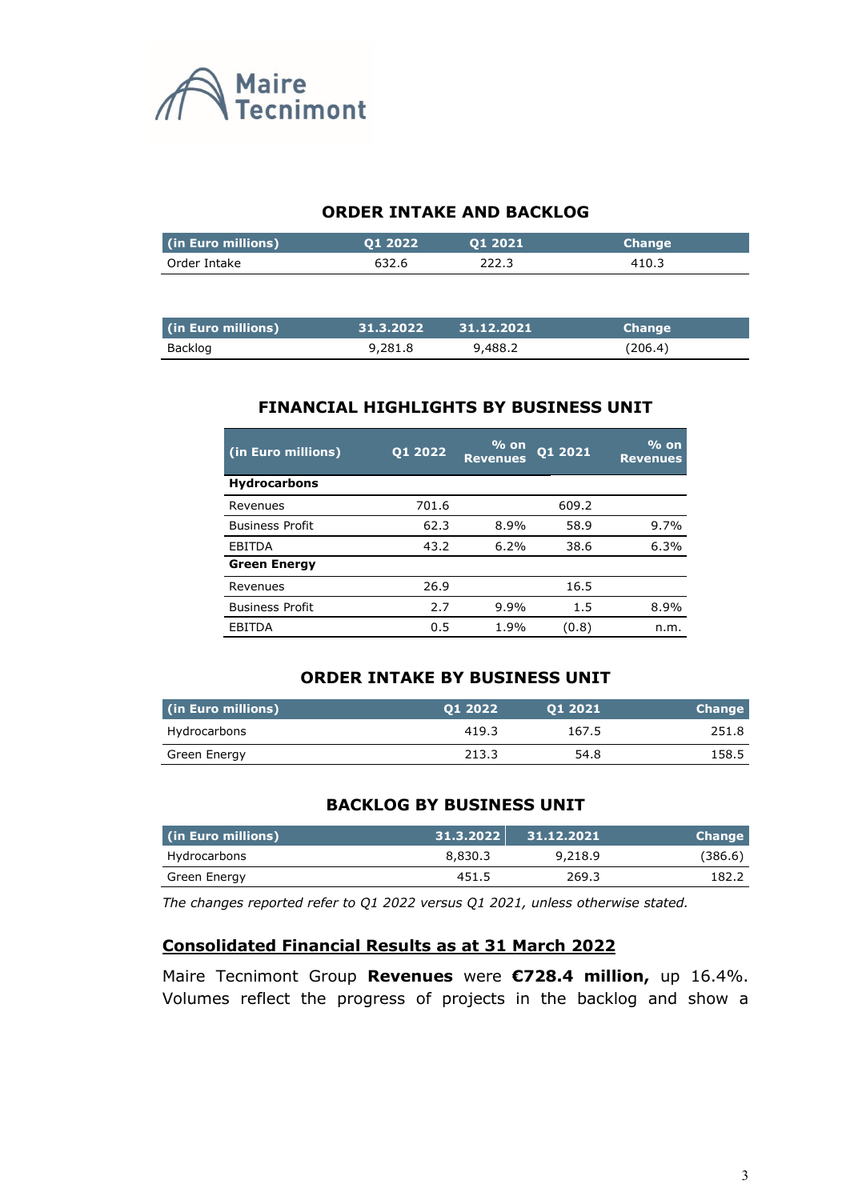## ORDER INTAKE AND BACKLOG

| (in Euro millions) | Q1 2022 | Q1 2021 | Change |
|---|---|---|---|
| Order Intake | 632.6 | 222.3 | 410.3 |

| (in Euro millions) | 31.3.2022 | 31.12.2021 | Change |
|---|---|---|---|
| Backlog | 9,281.8 | 9,488.2 | (206.4) |

## FINANCIAL HIGHLIGHTS BY BUSINESS UNIT

| (in Euro millions) | Q1 2022 | % on Revenues | Q1 2021 | % on Revenues |
|---|---|---|---|---|
| **Hydrocarbons** | | | | |
| Revenues | 701.6 | | 609.2 | |
| Business Profit | 62.3 | 8.9% | 58.9 | 9.7% |
| EBITDA | 43.2 | 6.2% | 38.6 | 6.3% |
| **Green Energy** | | | | |
| Revenues | 26.9 | | 16.5 | |
| Business Profit | 2.7 | 9.9% | 1.5 | 8.9% |
| EBITDA | 0.5 | 1.9% | (0.8) | n.m. |

## ORDER INTAKE BY BUSINESS UNIT

| (in Euro millions) | Q1 2022 | Q1 2021 | Change |
|---|---|---|---|
| Hydrocarbons | 419.3 | 167.5 | 251.8 |
| Green Energy | 213.3 | 54.8 | 158.5 |

## BACKLOG BY BUSINESS UNIT

| (in Euro millions) | 31.3.2022 | 31.12.2021 | Change |
|---|---|---|---|
| Hydrocarbons | 8,830.3 | 9,218.9 | (386.6) |
| Green Energy | 451.5 | 269.3 | 182.2 |

*The changes reported refer to Q1 2022 versus Q1 2021, unless otherwise stated.*

## Consolidated Financial Results as at 31 March 2022

Maire Tecnimont Group **Revenues** were **€728.4 million,** up 16.4%. Volumes reflect the progress of projects in the backlog and show a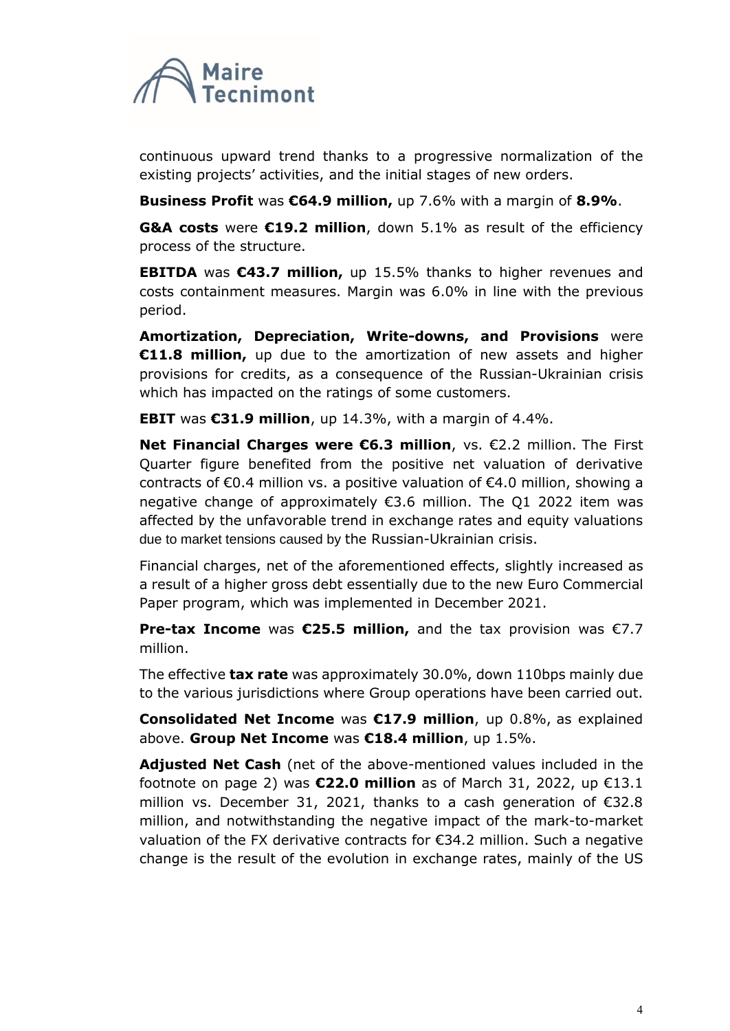continuous upward trend thanks to a progressive normalization of the existing projects' activities, and the initial stages of new orders.

**Business Profit** was **€64.9 million,** up 7.6% with a margin of **8.9%**.

**G&A costs** were **€19.2 million**, down 5.1% as result of the efficiency process of the structure.

**EBITDA** was **€43.7 million,** up 15.5% thanks to higher revenues and costs containment measures. Margin was 6.0% in line with the previous period.

**Amortization, Depreciation, Write-downs, and Provisions** were **€11.8 million,** up due to the amortization of new assets and higher provisions for credits, as a consequence of the Russian-Ukrainian crisis which has impacted on the ratings of some customers.

**EBIT** was **€31.9 million**, up 14.3%, with a margin of 4.4%.

**Net Financial Charges were €6.3 million**, vs. €2.2 million. The First Quarter figure benefited from the positive net valuation of derivative contracts of €0.4 million vs. a positive valuation of €4.0 million, showing a negative change of approximately €3.6 million. The Q1 2022 item was affected by the unfavorable trend in exchange rates and equity valuations due to market tensions caused by the Russian-Ukrainian crisis.

Financial charges, net of the aforementioned effects, slightly increased as a result of a higher gross debt essentially due to the new Euro Commercial Paper program, which was implemented in December 2021.

**Pre-tax Income** was **€25.5 million,** and the tax provision was €7.7 million.

The effective **tax rate** was approximately 30.0%, down 110bps mainly due to the various jurisdictions where Group operations have been carried out.

**Consolidated Net Income** was **€17.9 million**, up 0.8%, as explained above. **Group Net Income** was **€18.4 million**, up 1.5%.

**Adjusted Net Cash** (net of the above-mentioned values included in the footnote on page 2) was **€22.0 million** as of March 31, 2022, up €13.1 million vs. December 31, 2021, thanks to a cash generation of €32.8 million, and notwithstanding the negative impact of the mark-to-market valuation of the FX derivative contracts for €34.2 million. Such a negative change is the result of the evolution in exchange rates, mainly of the US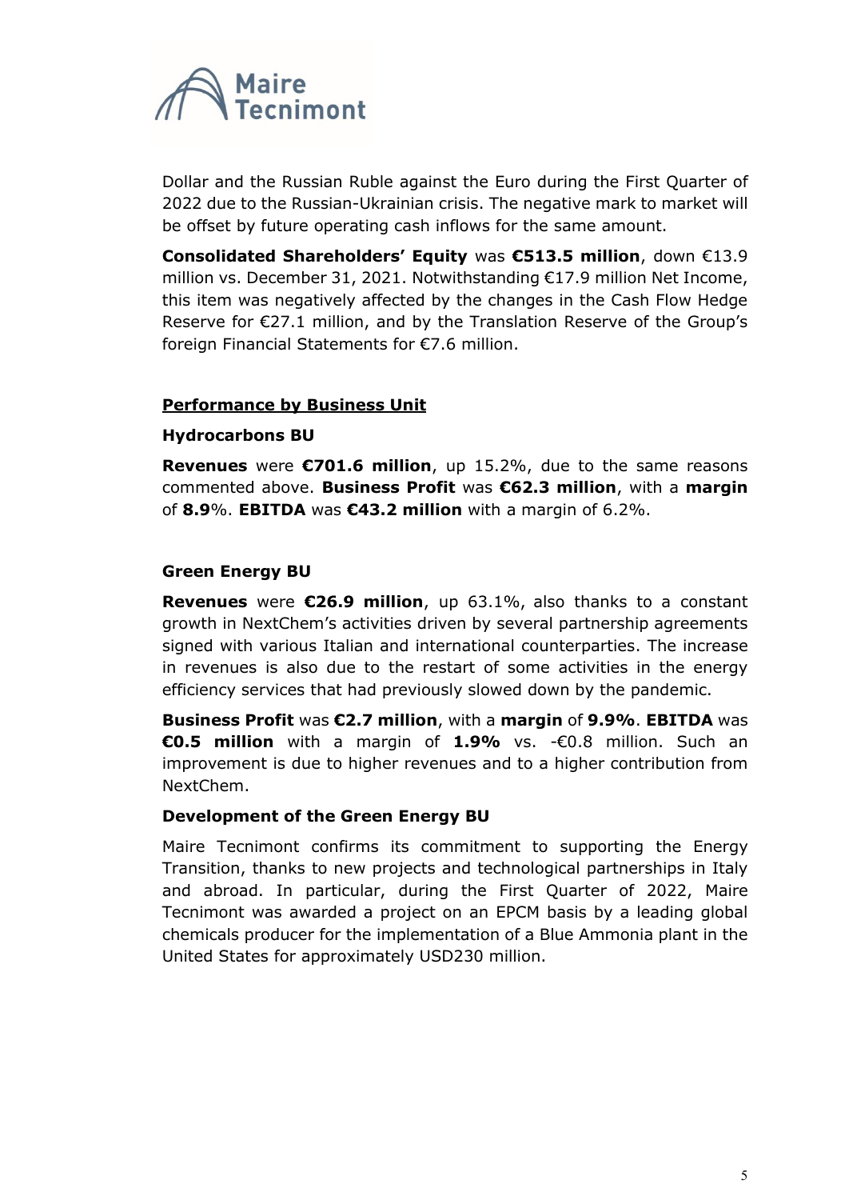Dollar and the Russian Ruble against the Euro during the First Quarter of 2022 due to the Russian-Ukrainian crisis. The negative mark to market will be offset by future operating cash inflows for the same amount.

**Consolidated Shareholders' Equity** was **€513.5 million**, down €13.9 million vs. December 31, 2021. Notwithstanding €17.9 million Net Income, this item was negatively affected by the changes in the Cash Flow Hedge Reserve for €27.1 million, and by the Translation Reserve of the Group's foreign Financial Statements for €7.6 million.

## Performance by Business Unit

### Hydrocarbons BU

**Revenues** were **€701.6 million**, up 15.2%, due to the same reasons commented above. **Business Profit** was **€62.3 million**, with a **margin** of **8.9**%. **EBITDA** was **€43.2 million** with a margin of 6.2%.

### Green Energy BU

**Revenues** were **€26.9 million**, up 63.1%, also thanks to a constant growth in NextChem's activities driven by several partnership agreements signed with various Italian and international counterparties. The increase in revenues is also due to the restart of some activities in the energy efficiency services that had previously slowed down by the pandemic.

**Business Profit** was **€2.7 million**, with a **margin** of **9.9%**. **EBITDA** was **€0.5 million** with a margin of **1.9%** vs. -€0.8 million. Such an improvement is due to higher revenues and to a higher contribution from NextChem.

### Development of the Green Energy BU

Maire Tecnimont confirms its commitment to supporting the Energy Transition, thanks to new projects and technological partnerships in Italy and abroad. In particular, during the First Quarter of 2022, Maire Tecnimont was awarded a project on an EPCM basis by a leading global chemicals producer for the implementation of a Blue Ammonia plant in the United States for approximately USD230 million.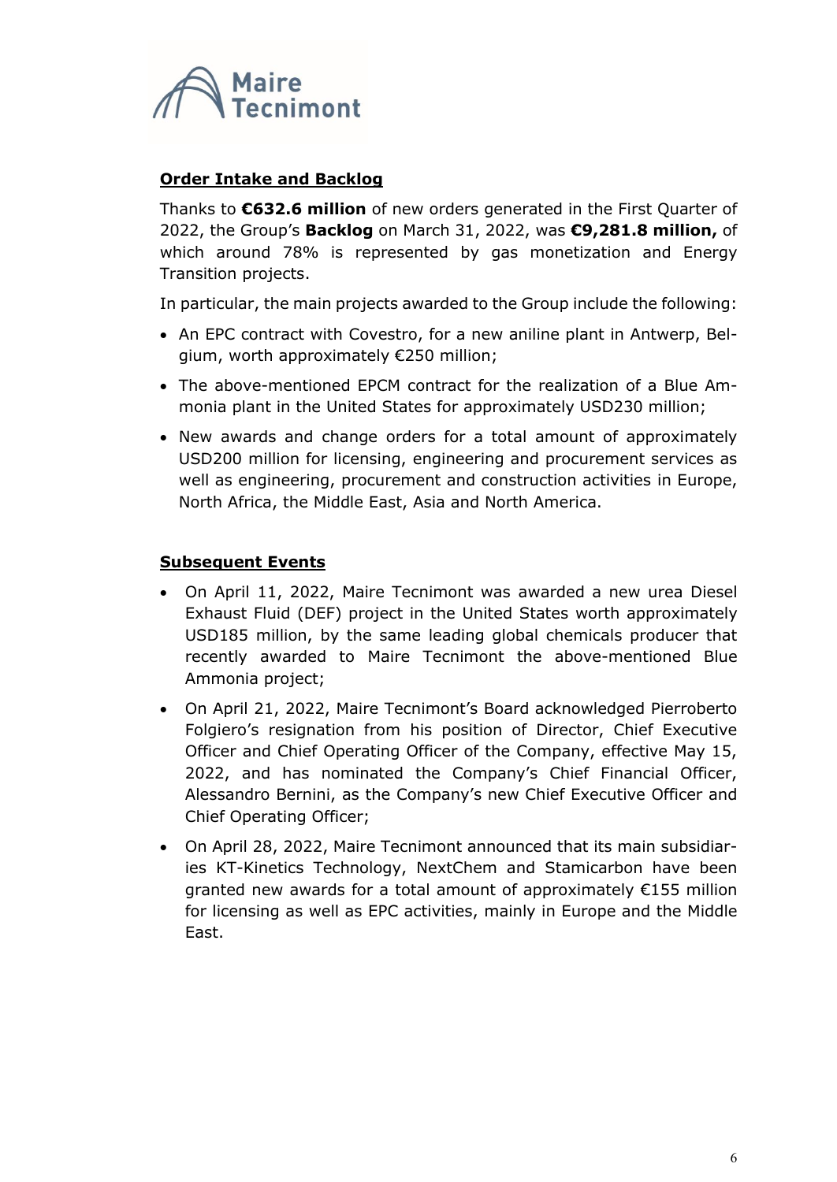## Order Intake and Backlog

Thanks to **€632.6 million** of new orders generated in the First Quarter of 2022, the Group's **Backlog** on March 31, 2022, was **€9,281.8 million,** of which around 78% is represented by gas monetization and Energy Transition projects.

In particular, the main projects awarded to the Group include the following:

- An EPC contract with Covestro, for a new aniline plant in Antwerp, Belgium, worth approximately €250 million;
- The above-mentioned EPCM contract for the realization of a Blue Ammonia plant in the United States for approximately USD230 million;
- New awards and change orders for a total amount of approximately USD200 million for licensing, engineering and procurement services as well as engineering, procurement and construction activities in Europe, North Africa, the Middle East, Asia and North America.

## Subsequent Events

- On April 11, 2022, Maire Tecnimont was awarded a new urea Diesel Exhaust Fluid (DEF) project in the United States worth approximately USD185 million, by the same leading global chemicals producer that recently awarded to Maire Tecnimont the above-mentioned Blue Ammonia project;
- On April 21, 2022, Maire Tecnimont's Board acknowledged Pierroberto Folgiero's resignation from his position of Director, Chief Executive Officer and Chief Operating Officer of the Company, effective May 15, 2022, and has nominated the Company's Chief Financial Officer, Alessandro Bernini, as the Company's new Chief Executive Officer and Chief Operating Officer;
- On April 28, 2022, Maire Tecnimont announced that its main subsidiaries KT-Kinetics Technology, NextChem and Stamicarbon have been granted new awards for a total amount of approximately €155 million for licensing as well as EPC activities, mainly in Europe and the Middle East.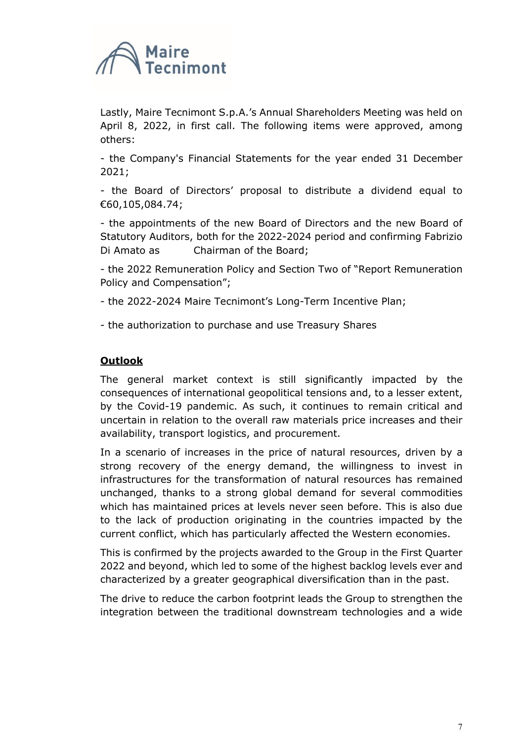Lastly, Maire Tecnimont S.p.A.'s Annual Shareholders Meeting was held on April 8, 2022, in first call. The following items were approved, among others:

- the Company's Financial Statements for the year ended 31 December 2021;

- the Board of Directors' proposal to distribute a dividend equal to €60,105,084.74;

- the appointments of the new Board of Directors and the new Board of Statutory Auditors, both for the 2022-2024 period and confirming Fabrizio Di Amato as Chairman of the Board;

- the 2022 Remuneration Policy and Section Two of "Report Remuneration Policy and Compensation";

- the 2022-2024 Maire Tecnimont's Long-Term Incentive Plan;

- the authorization to purchase and use Treasury Shares

**Outlook**

The general market context is still significantly impacted by the consequences of international geopolitical tensions and, to a lesser extent, by the Covid-19 pandemic. As such, it continues to remain critical and uncertain in relation to the overall raw materials price increases and their availability, transport logistics, and procurement.

In a scenario of increases in the price of natural resources, driven by a strong recovery of the energy demand, the willingness to invest in infrastructures for the transformation of natural resources has remained unchanged, thanks to a strong global demand for several commodities which has maintained prices at levels never seen before. This is also due to the lack of production originating in the countries impacted by the current conflict, which has particularly affected the Western economies.

This is confirmed by the projects awarded to the Group in the First Quarter 2022 and beyond, which led to some of the highest backlog levels ever and characterized by a greater geographical diversification than in the past.

The drive to reduce the carbon footprint leads the Group to strengthen the integration between the traditional downstream technologies and a wide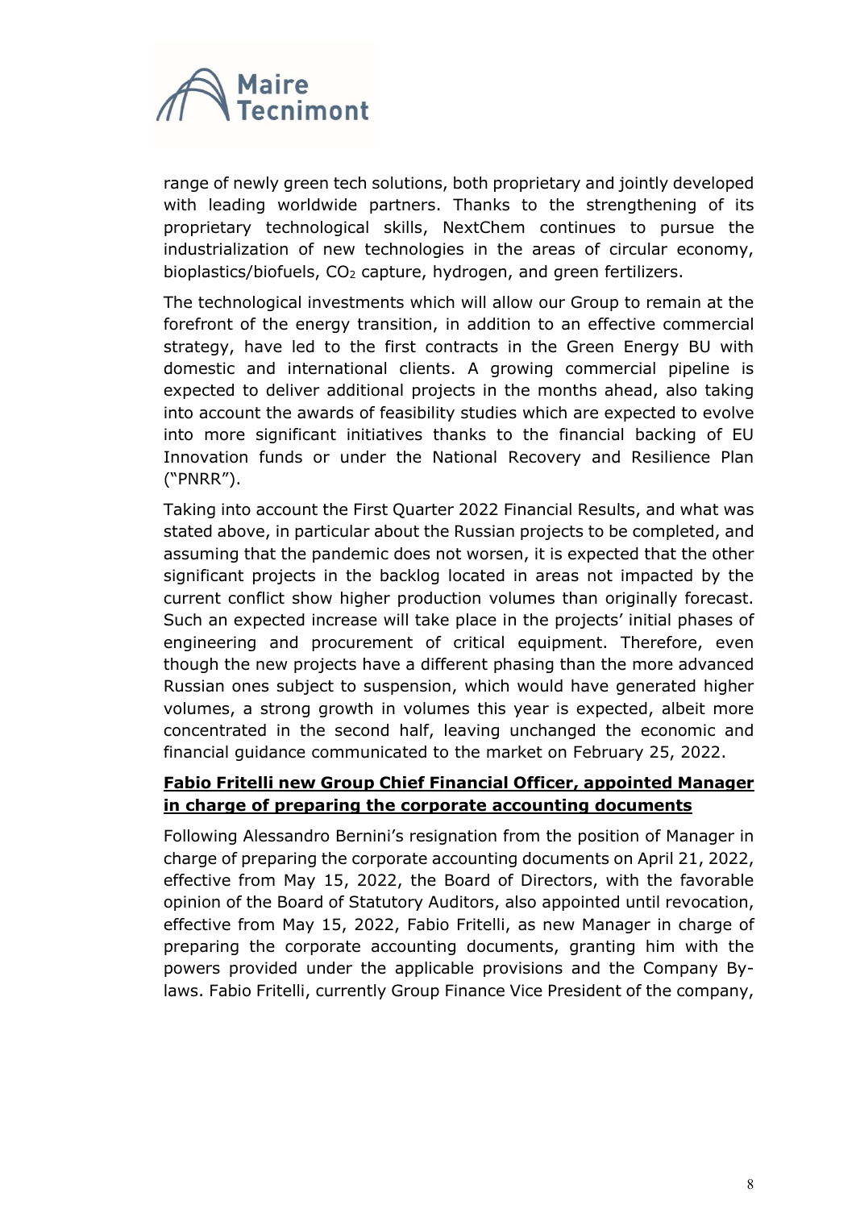range of newly green tech solutions, both proprietary and jointly developed with leading worldwide partners. Thanks to the strengthening of its proprietary technological skills, NextChem continues to pursue the industrialization of new technologies in the areas of circular economy, bioplastics/biofuels, $CO_2$ capture, hydrogen, and green fertilizers.

The technological investments which will allow our Group to remain at the forefront of the energy transition, in addition to an effective commercial strategy, have led to the first contracts in the Green Energy BU with domestic and international clients. A growing commercial pipeline is expected to deliver additional projects in the months ahead, also taking into account the awards of feasibility studies which are expected to evolve into more significant initiatives thanks to the financial backing of EU Innovation funds or under the National Recovery and Resilience Plan ("PNRR").

Taking into account the First Quarter 2022 Financial Results, and what was stated above, in particular about the Russian projects to be completed, and assuming that the pandemic does not worsen, it is expected that the other significant projects in the backlog located in areas not impacted by the current conflict show higher production volumes than originally forecast. Such an expected increase will take place in the projects' initial phases of engineering and procurement of critical equipment. Therefore, even though the new projects have a different phasing than the more advanced Russian ones subject to suspension, which would have generated higher volumes, a strong growth in volumes this year is expected, albeit more concentrated in the second half, leaving unchanged the economic and financial guidance communicated to the market on February 25, 2022.

**Fabio Fritelli new Group Chief Financial Officer, appointed Manager in charge of preparing the corporate accounting documents**

Following Alessandro Bernini's resignation from the position of Manager in charge of preparing the corporate accounting documents on April 21, 2022, effective from May 15, 2022, the Board of Directors, with the favorable opinion of the Board of Statutory Auditors, also appointed until revocation, effective from May 15, 2022, Fabio Fritelli, as new Manager in charge of preparing the corporate accounting documents, granting him with the powers provided under the applicable provisions and the Company By-laws. Fabio Fritelli, currently Group Finance Vice President of the company,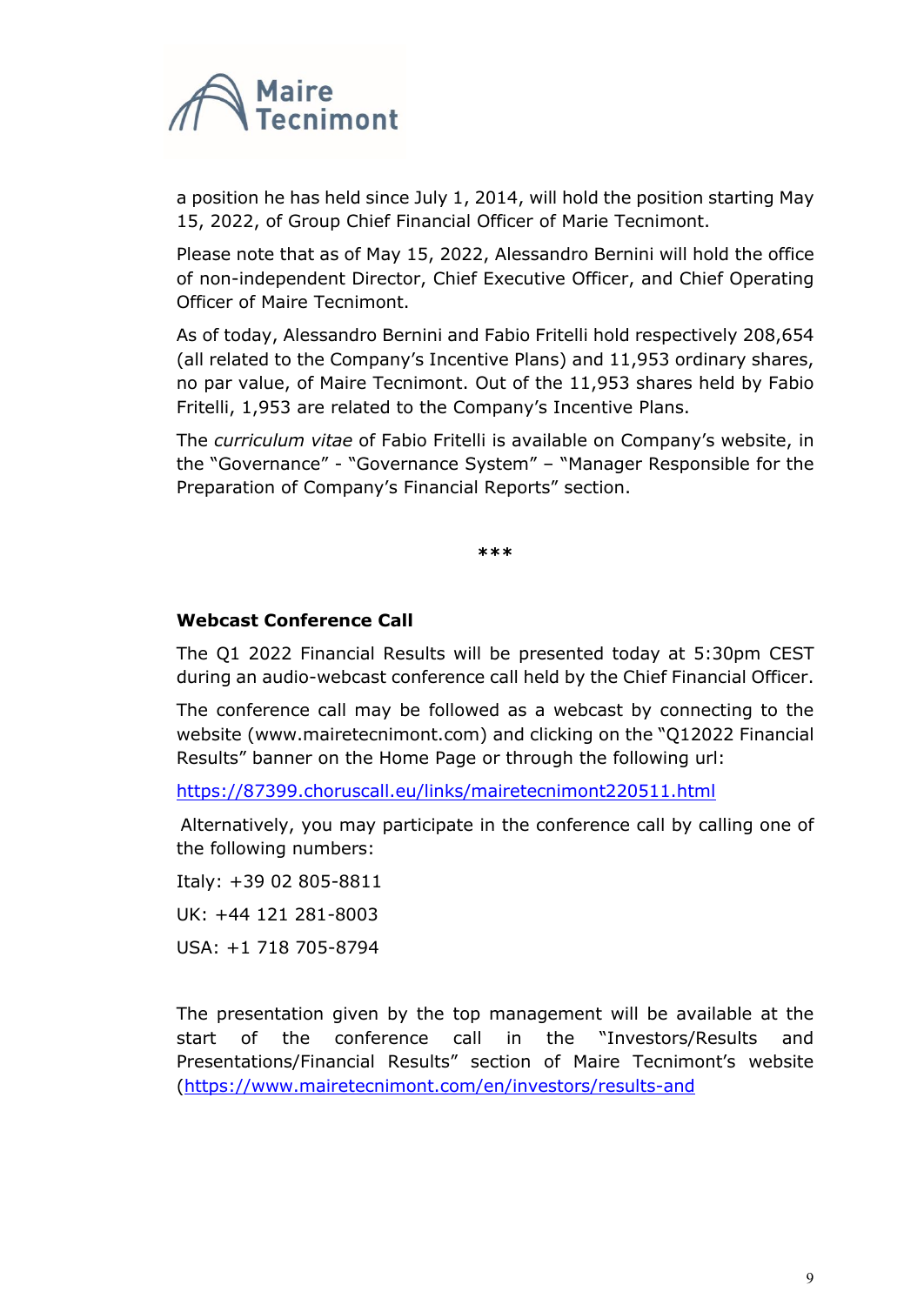a position he has held since July 1, 2014, will hold the position starting May 15, 2022, of Group Chief Financial Officer of Marie Tecnimont.

Please note that as of May 15, 2022, Alessandro Bernini will hold the office of non-independent Director, Chief Executive Officer, and Chief Operating Officer of Maire Tecnimont.

As of today, Alessandro Bernini and Fabio Fritelli hold respectively 208,654 (all related to the Company's Incentive Plans) and 11,953 ordinary shares, no par value, of Maire Tecnimont. Out of the 11,953 shares held by Fabio Fritelli, 1,953 are related to the Company's Incentive Plans.

The *curriculum vitae* of Fabio Fritelli is available on Company's website, in the "Governance" - "Governance System" – "Manager Responsible for the Preparation of Company's Financial Reports" section.

***

**Webcast Conference Call**

The Q1 2022 Financial Results will be presented today at 5:30pm CEST during an audio-webcast conference call held by the Chief Financial Officer.

The conference call may be followed as a webcast by connecting to the website (www.mairetecnimont.com) and clicking on the "Q12022 Financial Results" banner on the Home Page or through the following url:

https://87399.choruscall.eu/links/mairetecnimont220511.html

Alternatively, you may participate in the conference call by calling one of the following numbers:

Italy: +39 02 805-8811

UK: +44 121 281-8003

USA: +1 718 705-8794

The presentation given by the top management will be available at the start of the conference call in the "Investors/Results and Presentations/Financial Results" section of Maire Tecnimont's website (https://www.mairetecnimont.com/en/investors/results-and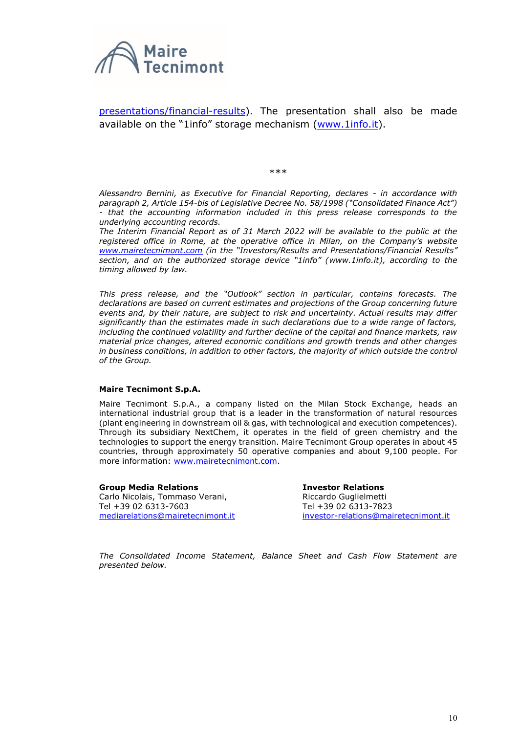presentations/financial-results). The presentation shall also be made available on the "1info" storage mechanism (www.1info.it).

\*\*\*

*Alessandro Bernini, as Executive for Financial Reporting, declares - in accordance with paragraph 2, Article 154-bis of Legislative Decree No. 58/1998 ("Consolidated Finance Act") - that the accounting information included in this press release corresponds to the underlying accounting records.*
*The Interim Financial Report as of 31 March 2022 will be available to the public at the registered office in Rome, at the operative office in Milan, on the Company's website www.mairetecnimont.com (in the "Investors/Results and Presentations/Financial Results" section, and on the authorized storage device "1info" (www.1info.it), according to the timing allowed by law.*

*This press release, and the "Outlook" section in particular, contains forecasts. The declarations are based on current estimates and projections of the Group concerning future events and, by their nature, are subject to risk and uncertainty. Actual results may differ significantly than the estimates made in such declarations due to a wide range of factors, including the continued volatility and further decline of the capital and finance markets, raw material price changes, altered economic conditions and growth trends and other changes in business conditions, in addition to other factors, the majority of which outside the control of the Group.*

**Maire Tecnimont S.p.A.**

Maire Tecnimont S.p.A., a company listed on the Milan Stock Exchange, heads an international industrial group that is a leader in the transformation of natural resources (plant engineering in downstream oil & gas, with technological and execution competences). Through its subsidiary NextChem, it operates in the field of green chemistry and the technologies to support the energy transition. Maire Tecnimont Group operates in about 45 countries, through approximately 50 operative companies and about 9,100 people. For more information: www.mairetecnimont.com.

**Group Media Relations**
Carlo Nicolais, Tommaso Verani,
Tel +39 02 6313-7603
mediarelations@mairetecnimont.it

**Investor Relations**
Riccardo Guglielmetti
Tel +39 02 6313-7823
investor-relations@mairetecnimont.it

*The Consolidated Income Statement, Balance Sheet and Cash Flow Statement are presented below.*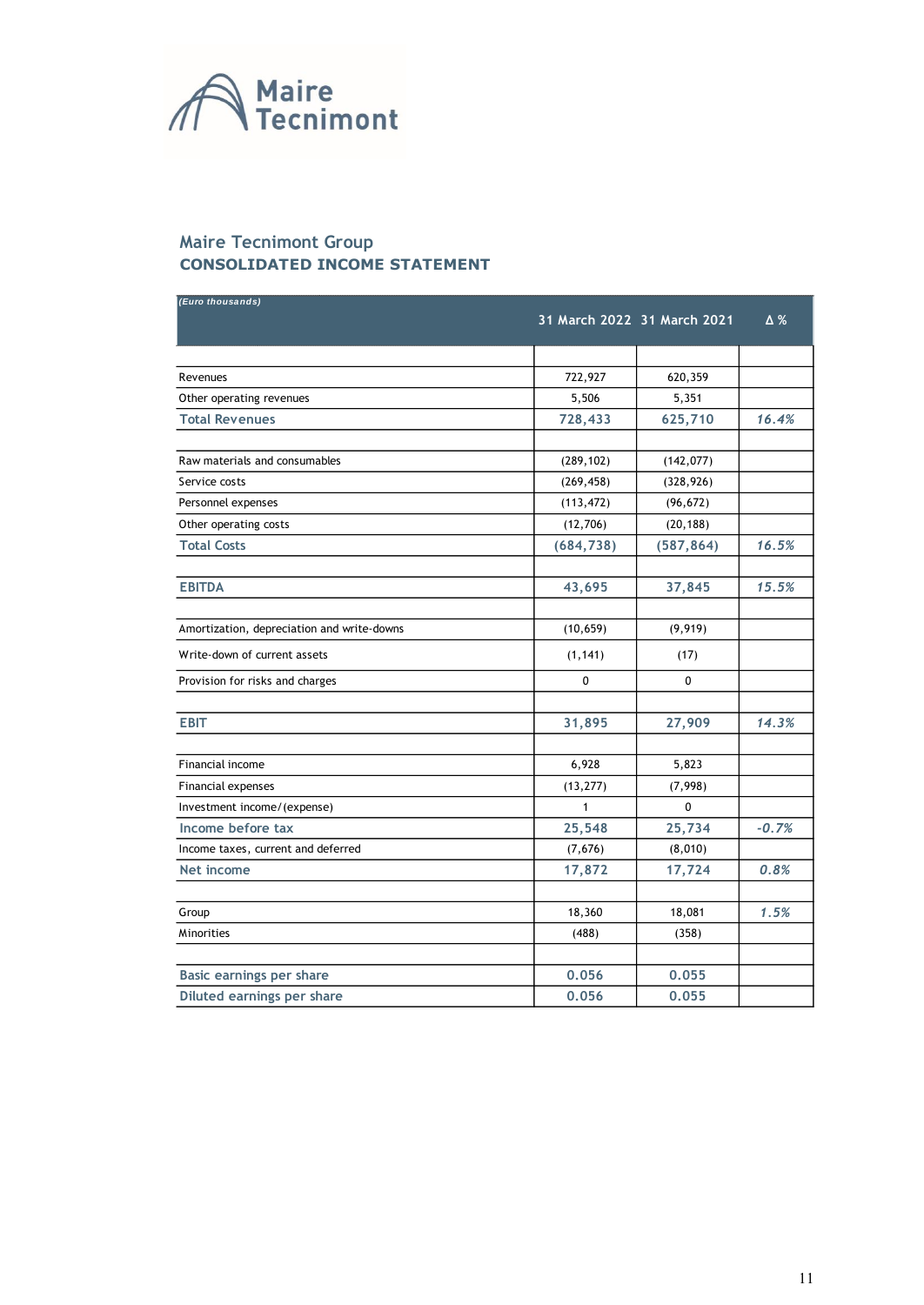Maire Tecnimont

## Maire Tecnimont Group
### CONSOLIDATED INCOME STATEMENT

| *(Euro thousands)* | 31 March 2022 | 31 March 2021 | Δ % |
|---|---|---|---|
| Revenues | 722,927 | 620,359 | |
| Other operating revenues | 5,506 | 5,351 | |
| **Total Revenues** | **728,433** | **625,710** | ***16.4%*** |
| Raw materials and consumables | (289,102) | (142,077) | |
| Service costs | (269,458) | (328,926) | |
| Personnel expenses | (113,472) | (96,672) | |
| Other operating costs | (12,706) | (20,188) | |
| **Total Costs** | **(684,738)** | **(587,864)** | ***16.5%*** |
| **EBITDA** | **43,695** | **37,845** | ***15.5%*** |
| Amortization, depreciation and write-downs | (10,659) | (9,919) | |
| Write-down of current assets | (1,141) | (17) | |
| Provision for risks and charges | 0 | 0 | |
| **EBIT** | **31,895** | **27,909** | ***14.3%*** |
| Financial income | 6,928 | 5,823 | |
| Financial expenses | (13,277) | (7,998) | |
| Investment income/(expense) | 1 | 0 | |
| **Income before tax** | **25,548** | **25,734** | ***-0.7%*** |
| Income taxes, current and deferred | (7,676) | (8,010) | |
| **Net income** | **17,872** | **17,724** | ***0.8%*** |
| Group | 18,360 | 18,081 | ***1.5%*** |
| Minorities | (488) | (358) | |
| **Basic earnings per share** | **0.056** | **0.055** | |
| **Diluted earnings per share** | **0.056** | **0.055** | |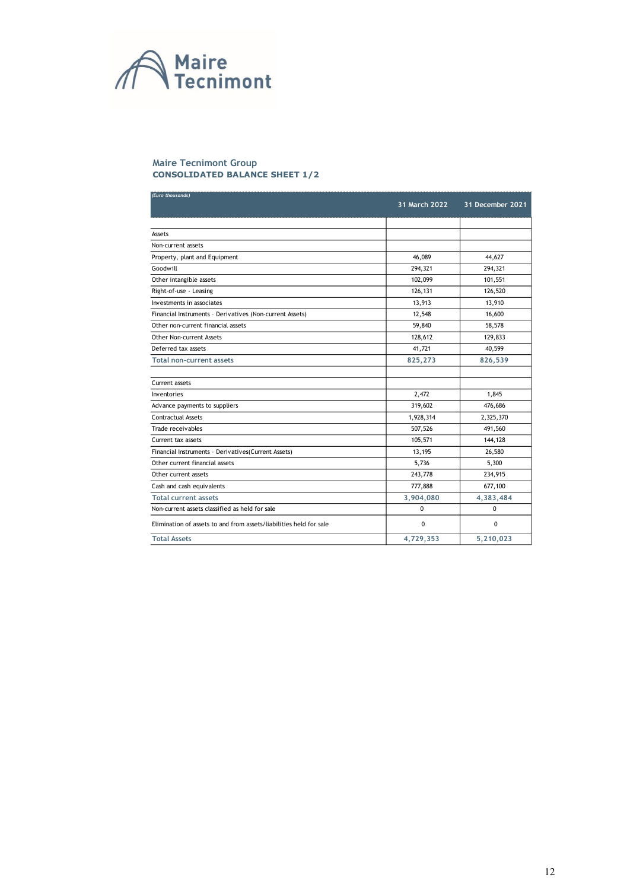Maire Tecnimont

## Maire Tecnimont Group
### CONSOLIDATED BALANCE SHEET 1/2

| *(Euro thousands)* | 31 March 2022 | 31 December 2021 |
|---|---|---|
| Assets | | |
| Non-current assets | | |
| Property, plant and Equipment | 46,089 | 44,627 |
| Goodwill | 294,321 | 294,321 |
| Other intangible assets | 102,099 | 101,551 |
| Right-of-use - Leasing | 126,131 | 126,520 |
| Investments in associates | 13,913 | 13,910 |
| Financial Instruments - Derivatives (Non-current Assets) | 12,548 | 16,600 |
| Other non-current financial assets | 59,840 | 58,578 |
| Other Non-current Assets | 128,612 | 129,833 |
| Deferred tax assets | 41,721 | 40,599 |
| **Total non-current assets** | **825,273** | **826,539** |
| | | |
| Current assets | | |
| Inventories | 2,472 | 1,845 |
| Advance payments to suppliers | 319,602 | 476,686 |
| Contractual Assets | 1,928,314 | 2,325,370 |
| Trade receivables | 507,526 | 491,560 |
| Current tax assets | 105,571 | 144,128 |
| Financial Instruments - Derivatives(Current Assets) | 13,195 | 26,580 |
| Other current financial assets | 5,736 | 5,300 |
| Other current assets | 243,778 | 234,915 |
| Cash and cash equivalents | 777,888 | 677,100 |
| **Total current assets** | **3,904,080** | **4,383,484** |
| Non-current assets classified as held for sale | 0 | 0 |
| Elimination of assets to and from assets/liabilities held for sale | 0 | 0 |
| **Total Assets** | **4,729,353** | **5,210,023** |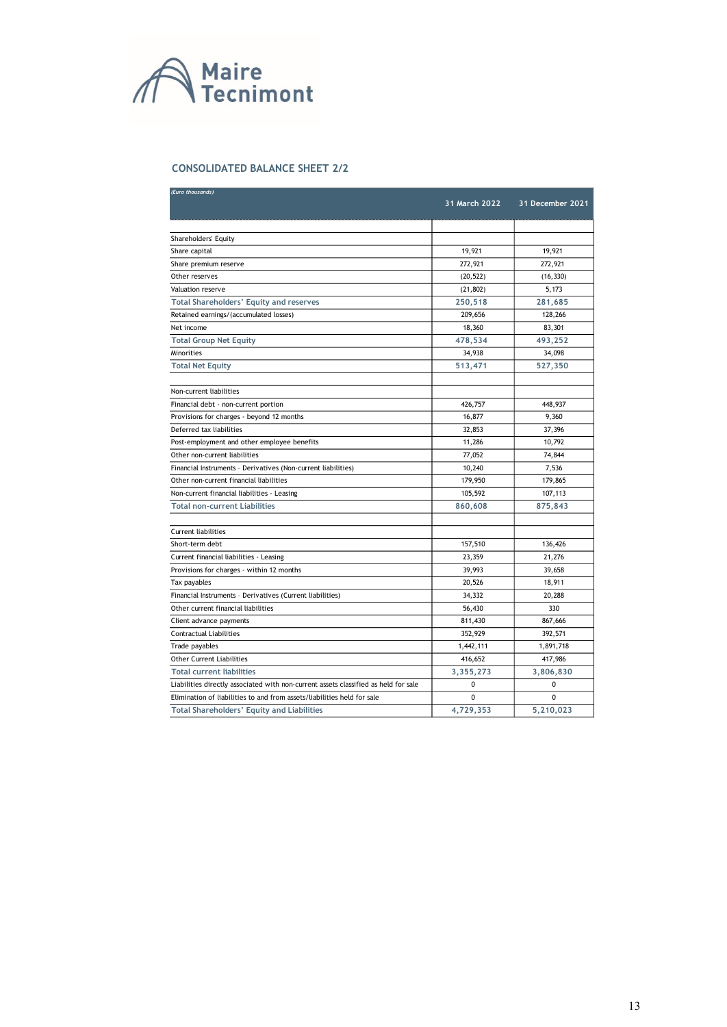## CONSOLIDATED BALANCE SHEET 2/2

| *(Euro thousands)* | 31 March 2022 | 31 December 2021 |
|---|---|---|
| | | |
| Shareholders' Equity | | |
| Share capital | 19,921 | 19,921 |
| Share premium reserve | 272,921 | 272,921 |
| Other reserves | (20,522) | (16,330) |
| Valuation reserve | (21,802) | 5,173 |
| **Total Shareholders' Equity and reserves** | **250,518** | **281,685** |
| Retained earnings/(accumulated losses) | 209,656 | 128,266 |
| Net income | 18,360 | 83,301 |
| **Total Group Net Equity** | **478,534** | **493,252** |
| Minorities | 34,938 | 34,098 |
| **Total Net Equity** | **513,471** | **527,350** |
| | | |
| Non-current liabilities | | |
| Financial debt - non-current portion | 426,757 | 448,937 |
| Provisions for charges - beyond 12 months | 16,877 | 9,360 |
| Deferred tax liabilities | 32,853 | 37,396 |
| Post-employment and other employee benefits | 11,286 | 10,792 |
| Other non-current liabilities | 77,052 | 74,844 |
| Financial Instruments - Derivatives (Non-current liabilities) | 10,240 | 7,536 |
| Other non-current financial liabilities | 179,950 | 179,865 |
| Non-current financial liabilities - Leasing | 105,592 | 107,113 |
| **Total non-current Liabilities** | **860,608** | **875,843** |
| | | |
| Current liabilities | | |
| Short-term debt | 157,510 | 136,426 |
| Current financial liabilities - Leasing | 23,359 | 21,276 |
| Provisions for charges - within 12 months | 39,993 | 39,658 |
| Tax payables | 20,526 | 18,911 |
| Financial Instruments - Derivatives (Current liabilities) | 34,332 | 20,288 |
| Other current financial liabilities | 56,430 | 330 |
| Client advance payments | 811,430 | 867,666 |
| Contractual Liabilities | 352,929 | 392,571 |
| Trade payables | 1,442,111 | 1,891,718 |
| Other Current Liabilities | 416,652 | 417,986 |
| **Total current liabilities** | **3,355,273** | **3,806,830** |
| Liabilities directly associated with non-current assets classified as held for sale | 0 | 0 |
| Elimination of liabilities to and from assets/liabilities held for sale | 0 | 0 |
| **Total Shareholders' Equity and Liabilities** | **4,729,353** | **5,210,023** |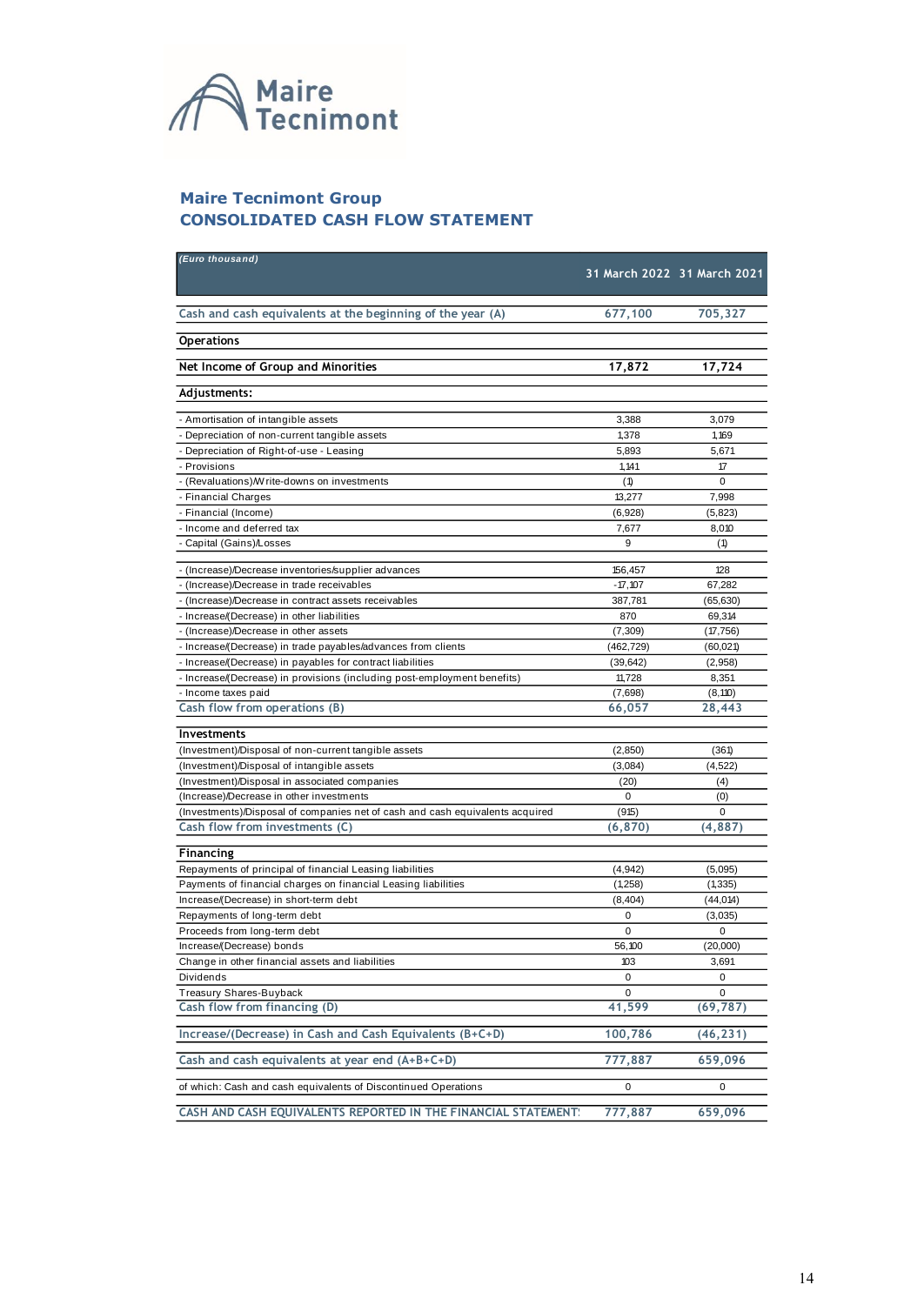Maire Tecnimont

## Maire Tecnimont Group
## CONSOLIDATED CASH FLOW STATEMENT

| *(Euro thousand)* | 31 March 2022 | 31 March 2021 |
|---|---|---|
| Cash and cash equivalents at the beginning of the year (A) | 677,100 | 705,327 |
| **Operations** | | |
| **Net Income of Group and Minorities** | **17,872** | **17,724** |
| **Adjustments:** | | |
| - Amortisation of intangible assets | 3,388 | 3,079 |
| - Depreciation of non-current tangible assets | 1,378 | 1,169 |
| - Depreciation of Right-of-use - Leasing | 5,893 | 5,671 |
| - Provisions | 1,141 | 17 |
| - (Revaluations)/Write-downs on investments | (1) | 0 |
| - Financial Charges | 13,277 | 7,998 |
| - Financial (Income) | (6,928) | (5,823) |
| - Income and deferred tax | 7,677 | 8,010 |
| - Capital (Gains)/Losses | 9 | (1) |
| - (Increase)/Decrease inventories/supplier advances | 156,457 | 128 |
| - (Increase)/Decrease in trade receivables | -17,107 | 67,282 |
| - (Increase)/Decrease in contract assets receivables | 387,781 | (65,630) |
| - Increase/(Decrease) in other liabilities | 870 | 69,314 |
| - (Increase)/Decrease in other assets | (7,309) | (17,756) |
| - Increase/(Decrease) in trade payables/advances from clients | (462,729) | (60,021) |
| - Increase/(Decrease) in payables for contract liabilities | (39,642) | (2,958) |
| - Increase/(Decrease) in provisions (including post-employment benefits) | 11,728 | 8,351 |
| - Income taxes paid | (7,698) | (8,110) |
| Cash flow from operations (B) | 66,057 | 28,443 |
| **Investments** | | |
| (Investment)/Disposal of non-current tangible assets | (2,850) | (361) |
| (Investment)/Disposal of intangible assets | (3,084) | (4,522) |
| (Investment)/Disposal in associated companies | (20) | (4) |
| (Increase)/Decrease in other investments | 0 | (0) |
| (Investments)/Disposal of companies net of cash and cash equivalents acquired | (915) | 0 |
| Cash flow from investments (C) | (6,870) | (4,887) |
| **Financing** | | |
| Repayments of principal of financial Leasing liabilities | (4,942) | (5,095) |
| Payments of financial charges on financial Leasing liabilities | (1,258) | (1,335) |
| Increase/(Decrease) in short-term debt | (8,404) | (44,014) |
| Repayments of long-term debt | 0 | (3,035) |
| Proceeds from long-term debt | 0 | 0 |
| Increase/(Decrease) bonds | 56,100 | (20,000) |
| Change in other financial assets and liabilities | 103 | 3,691 |
| Dividends | 0 | 0 |
| Treasury Shares-Buyback | 0 | 0 |
| Cash flow from financing (D) | 41,599 | (69,787) |
| Increase/(Decrease) in Cash and Cash Equivalents (B+C+D) | 100,786 | (46,231) |
| Cash and cash equivalents at year end (A+B+C+D) | 777,887 | 659,096 |
| of which: Cash and cash equivalents of Discontinued Operations | 0 | 0 |
| CASH AND CASH EQUIVALENTS REPORTED IN THE FINANCIAL STATEMENTS | 777,887 | 659,096 |